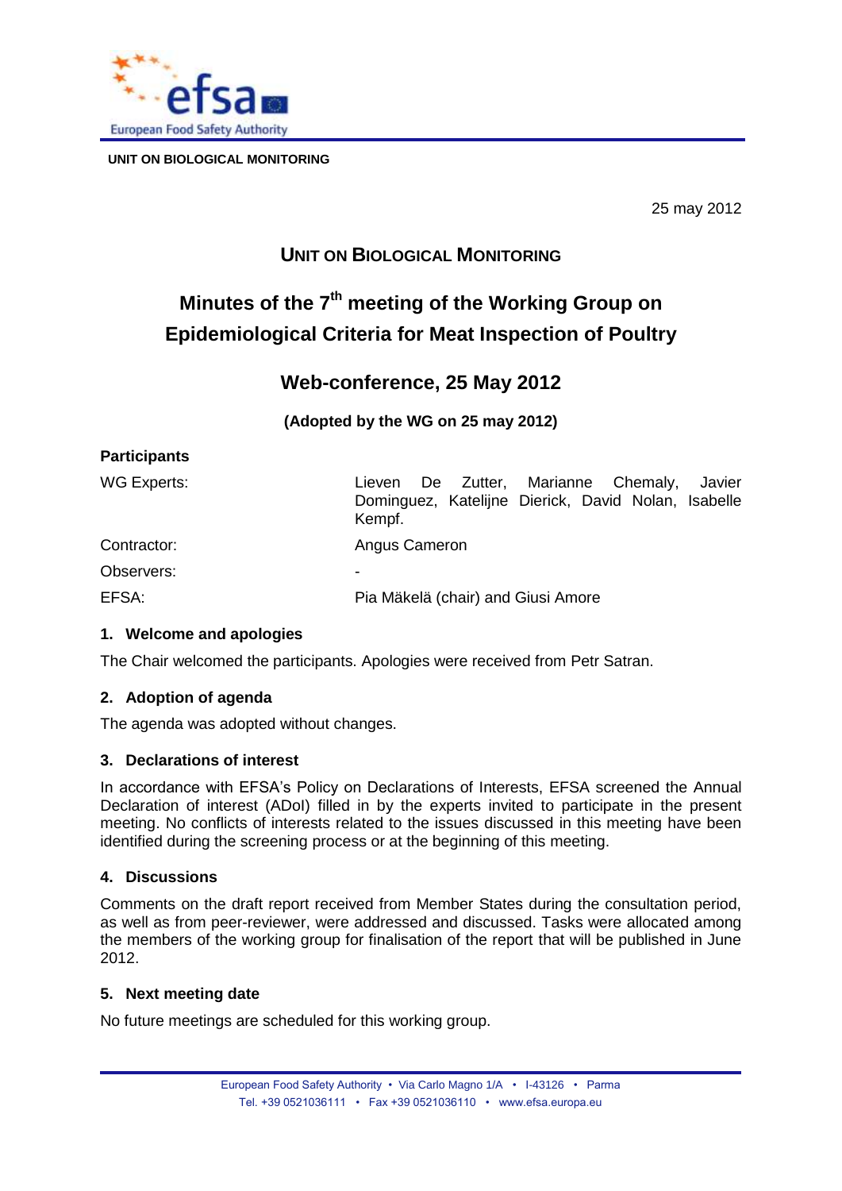UNIT ON BIOLOGICAL MONITORING

25 may 2012

# UNIT ON BIOLOGICAL MONITORING

# Minutes of the 7th meeting of the Working Group on Epidemiological Criteria for Meat Inspection of Poultry

## Web-conference, 25 May 2012

**(Adopted by the WG on 25 may 2012)**

**Participants**

| | |
|---|---|
| WG Experts: | Lieven De Zutter, Marianne Chemaly, Javier Dominguez, Katelijne Dierick, David Nolan, Isabelle Kempf. |
| Contractor: | Angus Cameron |
| Observers: | - |
| EFSA: | Pia Mäkelä (chair) and Giusi Amore |

### 1. Welcome and apologies

The Chair welcomed the participants. Apologies were received from Petr Satran.

### 2. Adoption of agenda

The agenda was adopted without changes.

### 3. Declarations of interest

In accordance with EFSA's Policy on Declarations of Interests, EFSA screened the Annual Declaration of interest (ADoI) filled in by the experts invited to participate in the present meeting. No conflicts of interests related to the issues discussed in this meeting have been identified during the screening process or at the beginning of this meeting.

### 4. Discussions

Comments on the draft report received from Member States during the consultation period, as well as from peer-reviewer, were addressed and discussed. Tasks were allocated among the members of the working group for finalisation of the report that will be published in June 2012.

### 5. Next meeting date

No future meetings are scheduled for this working group.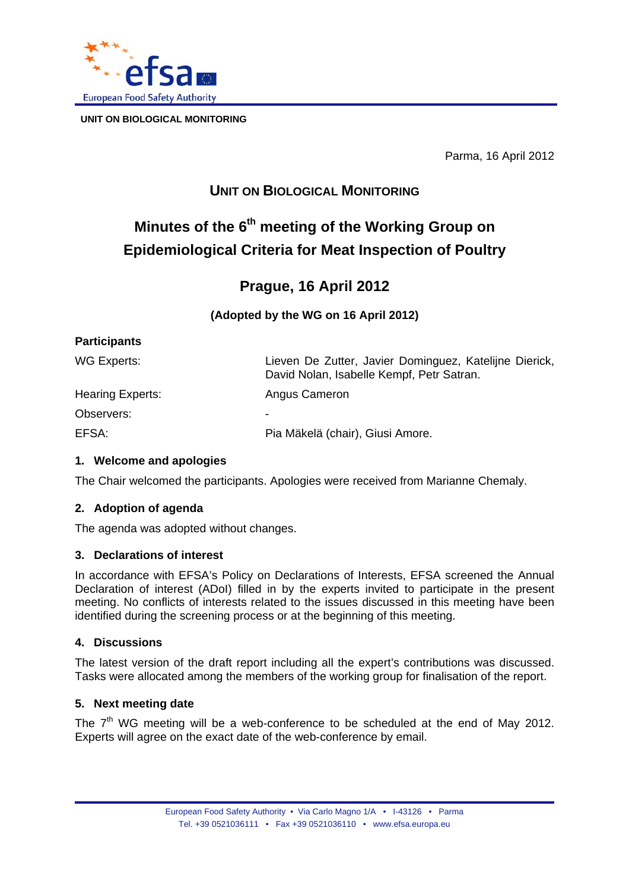UNIT ON BIOLOGICAL MONITORING

Parma, 16 April 2012

## UNIT ON BIOLOGICAL MONITORING

# Minutes of the 6th meeting of the Working Group on Epidemiological Criteria for Meat Inspection of Poultry

## Prague, 16 April 2012

**(Adopted by the WG on 16 April 2012)**

**Participants**

| | |
|---|---|
| WG Experts: | Lieven De Zutter, Javier Dominguez, Katelijne Dierick, David Nolan, Isabelle Kempf, Petr Satran. |
| Hearing Experts: | Angus Cameron |
| Observers: | - |
| EFSA: | Pia Mäkelä (chair), Giusi Amore. |

### 1. Welcome and apologies

The Chair welcomed the participants. Apologies were received from Marianne Chemaly.

### 2. Adoption of agenda

The agenda was adopted without changes.

### 3. Declarations of interest

In accordance with EFSA's Policy on Declarations of Interests, EFSA screened the Annual Declaration of interest (ADoI) filled in by the experts invited to participate in the present meeting. No conflicts of interests related to the issues discussed in this meeting have been identified during the screening process or at the beginning of this meeting.

### 4. Discussions

The latest version of the draft report including all the expert's contributions was discussed. Tasks were allocated among the members of the working group for finalisation of the report.

### 5. Next meeting date

The 7th WG meeting will be a web-conference to be scheduled at the end of May 2012. Experts will agree on the exact date of the web-conference by email.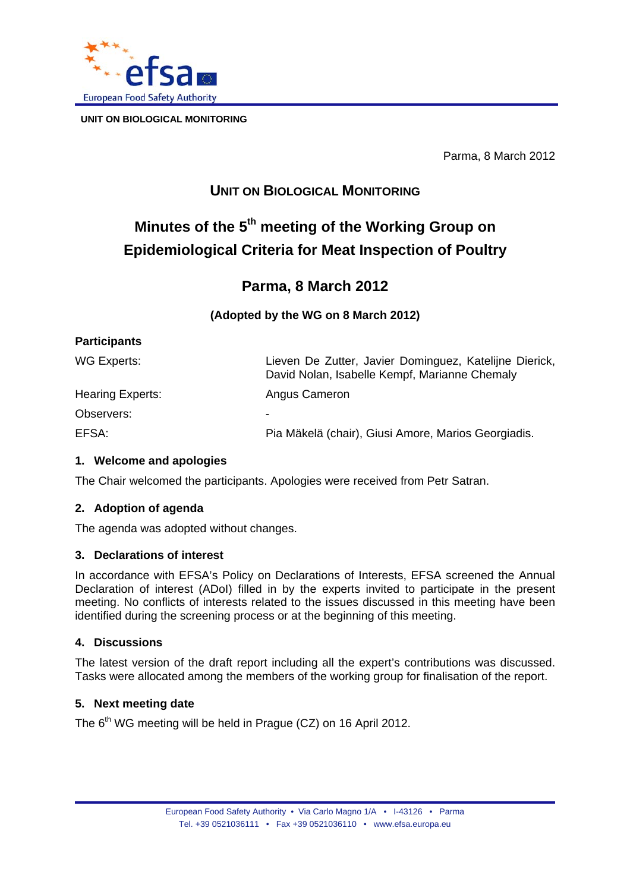**UNIT ON BIOLOGICAL MONITORING**

Parma, 8 March 2012

## UNIT ON BIOLOGICAL MONITORING

# Minutes of the 5th meeting of the Working Group on Epidemiological Criteria for Meat Inspection of Poultry

## Parma, 8 March 2012

**(Adopted by the WG on 8 March 2012)**

### Participants

| | |
|---|---|
| WG Experts: | Lieven De Zutter, Javier Dominguez, Katelijne Dierick, David Nolan, Isabelle Kempf, Marianne Chemaly |
| Hearing Experts: | Angus Cameron |
| Observers: | - |
| EFSA: | Pia Mäkelä (chair), Giusi Amore, Marios Georgiadis. |

### 1. Welcome and apologies

The Chair welcomed the participants. Apologies were received from Petr Satran.

### 2. Adoption of agenda

The agenda was adopted without changes.

### 3. Declarations of interest

In accordance with EFSA's Policy on Declarations of Interests, EFSA screened the Annual Declaration of interest (ADoI) filled in by the experts invited to participate in the present meeting. No conflicts of interests related to the issues discussed in this meeting have been identified during the screening process or at the beginning of this meeting.

### 4. Discussions

The latest version of the draft report including all the expert's contributions was discussed. Tasks were allocated among the members of the working group for finalisation of the report.

### 5. Next meeting date

The 6th WG meeting will be held in Prague (CZ) on 16 April 2012.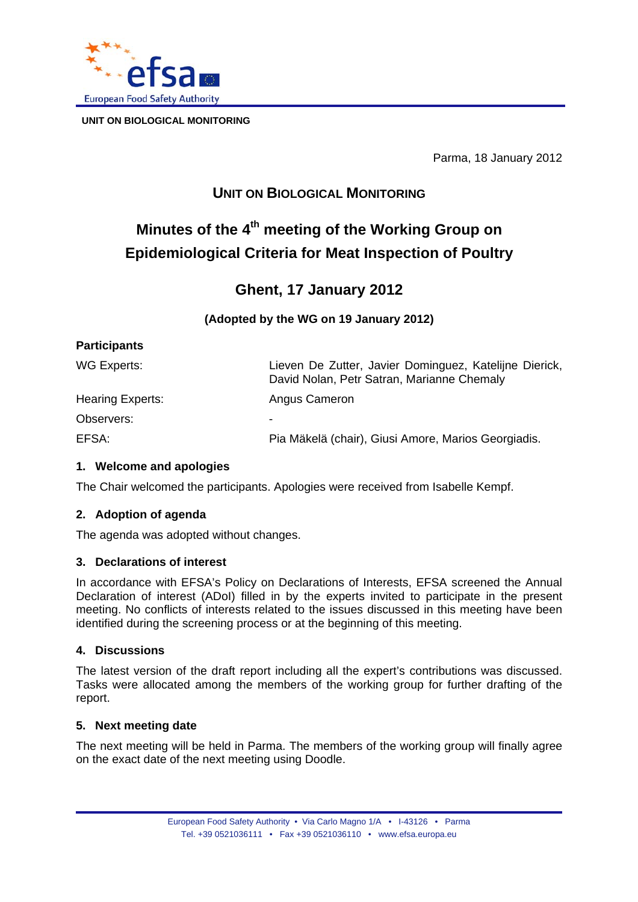UNIT ON BIOLOGICAL MONITORING

Parma, 18 January 2012

## UNIT ON BIOLOGICAL MONITORING

# Minutes of the 4th meeting of the Working Group on Epidemiological Criteria for Meat Inspection of Poultry

## Ghent, 17 January 2012

**(Adopted by the WG on 19 January 2012)**

**Participants**

| | |
|---|---|
| WG Experts: | Lieven De Zutter, Javier Dominguez, Katelijne Dierick, David Nolan, Petr Satran, Marianne Chemaly |
| Hearing Experts: | Angus Cameron |
| Observers: | - |
| EFSA: | Pia Mäkelä (chair), Giusi Amore, Marios Georgiadis. |

### 1. Welcome and apologies

The Chair welcomed the participants. Apologies were received from Isabelle Kempf.

### 2. Adoption of agenda

The agenda was adopted without changes.

### 3. Declarations of interest

In accordance with EFSA's Policy on Declarations of Interests, EFSA screened the Annual Declaration of interest (ADoI) filled in by the experts invited to participate in the present meeting. No conflicts of interests related to the issues discussed in this meeting have been identified during the screening process or at the beginning of this meeting.

### 4. Discussions

The latest version of the draft report including all the expert's contributions was discussed. Tasks were allocated among the members of the working group for further drafting of the report.

### 5. Next meeting date

The next meeting will be held in Parma. The members of the working group will finally agree on the exact date of the next meeting using Doodle.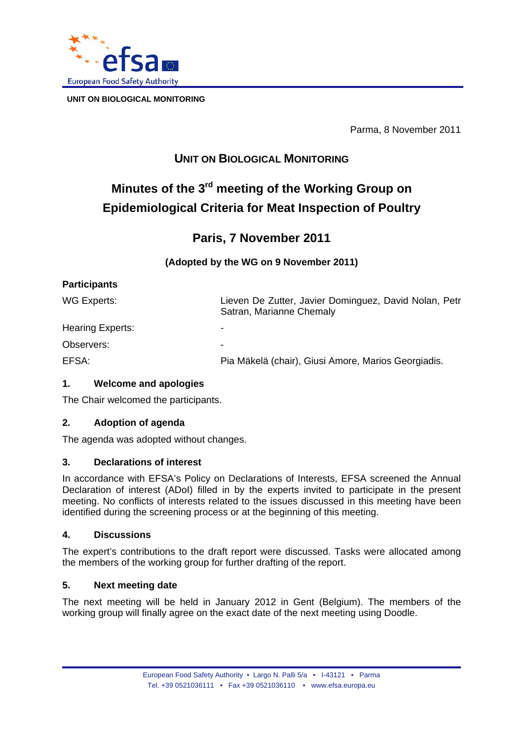UNIT ON BIOLOGICAL MONITORING

Parma, 8 November 2011

## UNIT ON BIOLOGICAL MONITORING

# Minutes of the 3rd meeting of the Working Group on Epidemiological Criteria for Meat Inspection of Poultry

## Paris, 7 November 2011

**(Adopted by the WG on 9 November 2011)**

**Participants**

| | |
|---|---|
| WG Experts: | Lieven De Zutter, Javier Dominguez, David Nolan, Petr Satran, Marianne Chemaly |
| Hearing Experts: | - |
| Observers: | - |
| EFSA: | Pia Mäkelä (chair), Giusi Amore, Marios Georgiadis. |

### 1. Welcome and apologies

The Chair welcomed the participants.

### 2. Adoption of agenda

The agenda was adopted without changes.

### 3. Declarations of interest

In accordance with EFSA's Policy on Declarations of Interests, EFSA screened the Annual Declaration of interest (ADoI) filled in by the experts invited to participate in the present meeting. No conflicts of interests related to the issues discussed in this meeting have been identified during the screening process or at the beginning of this meeting.

### 4. Discussions

The expert's contributions to the draft report were discussed. Tasks were allocated among the members of the working group for further drafting of the report.

### 5. Next meeting date

The next meeting will be held in January 2012 in Gent (Belgium). The members of the working group will finally agree on the exact date of the next meeting using Doodle.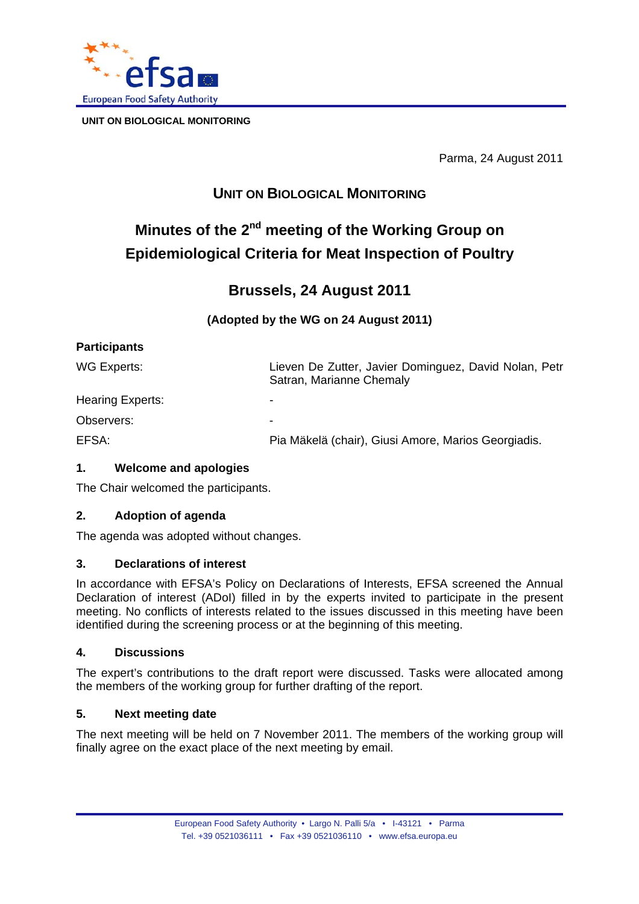UNIT ON BIOLOGICAL MONITORING

Parma, 24 August 2011

## UNIT ON BIOLOGICAL MONITORING

# Minutes of the 2nd meeting of the Working Group on Epidemiological Criteria for Meat Inspection of Poultry

## Brussels, 24 August 2011

**(Adopted by the WG on 24 August 2011)**

**Participants**

| | |
|---|---|
| WG Experts: | Lieven De Zutter, Javier Dominguez, David Nolan, Petr Satran, Marianne Chemaly |
| Hearing Experts: | - |
| Observers: | - |
| EFSA: | Pia Mäkelä (chair), Giusi Amore, Marios Georgiadis. |

### 1. Welcome and apologies

The Chair welcomed the participants.

### 2. Adoption of agenda

The agenda was adopted without changes.

### 3. Declarations of interest

In accordance with EFSA's Policy on Declarations of Interests, EFSA screened the Annual Declaration of interest (ADoI) filled in by the experts invited to participate in the present meeting. No conflicts of interests related to the issues discussed in this meeting have been identified during the screening process or at the beginning of this meeting.

### 4. Discussions

The expert's contributions to the draft report were discussed. Tasks were allocated among the members of the working group for further drafting of the report.

### 5. Next meeting date

The next meeting will be held on 7 November 2011. The members of the working group will finally agree on the exact place of the next meeting by email.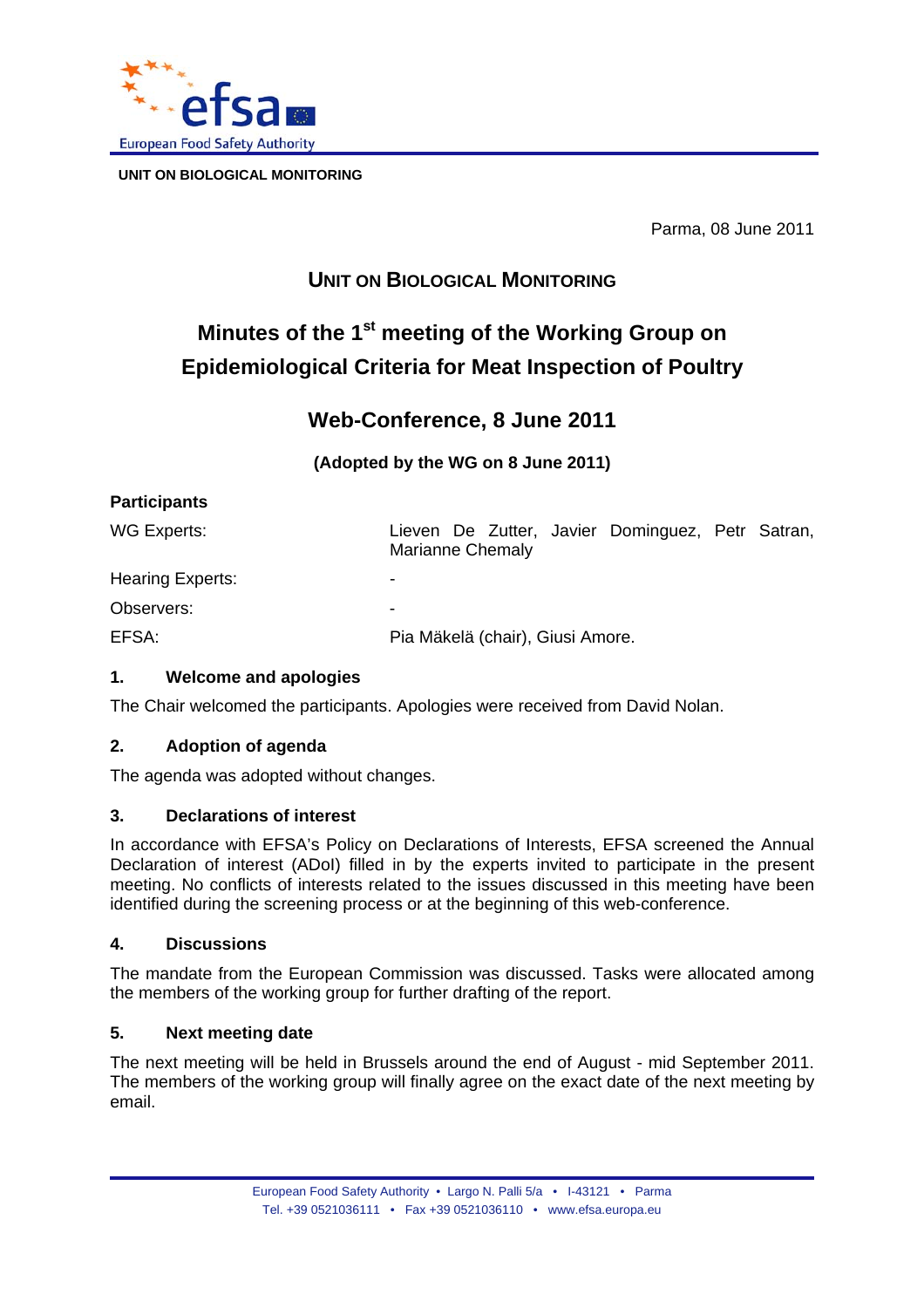UNIT ON BIOLOGICAL MONITORING

Parma, 08 June 2011

## UNIT ON BIOLOGICAL MONITORING

# Minutes of the 1st meeting of the Working Group on Epidemiological Criteria for Meat Inspection of Poultry

## Web-Conference, 8 June 2011

**(Adopted by the WG on 8 June 2011)**

**Participants**

| | |
|---|---|
| WG Experts: | Lieven De Zutter, Javier Dominguez, Petr Satran, Marianne Chemaly |
| Hearing Experts: | - |
| Observers: | - |
| EFSA: | Pia Mäkelä (chair), Giusi Amore. |

### 1. Welcome and apologies

The Chair welcomed the participants. Apologies were received from David Nolan.

### 2. Adoption of agenda

The agenda was adopted without changes.

### 3. Declarations of interest

In accordance with EFSA's Policy on Declarations of Interests, EFSA screened the Annual Declaration of interest (ADoI) filled in by the experts invited to participate in the present meeting. No conflicts of interests related to the issues discussed in this meeting have been identified during the screening process or at the beginning of this web-conference.

### 4. Discussions

The mandate from the European Commission was discussed. Tasks were allocated among the members of the working group for further drafting of the report.

### 5. Next meeting date

The next meeting will be held in Brussels around the end of August - mid September 2011. The members of the working group will finally agree on the exact date of the next meeting by email.